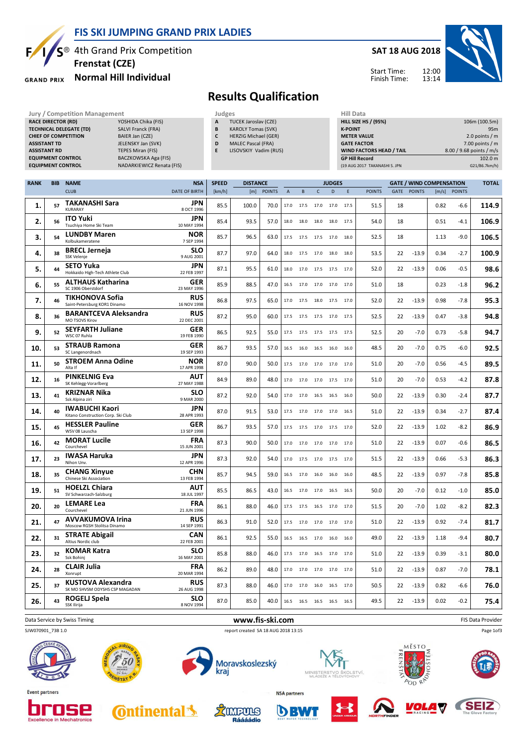# FIS SKI JUMPING GRAND PRIX LADIES

## 4th Grand Prix Competition
## Frenstat (CZE)
## Normal Hill Individual

**SAT 18 AUG 2018**

Start Time: 12:00
Finish Time: 13:14

# Results Qualification

| Jury / Competition Management | |
|---|---|
| RACE DIRECTOR (RD) | YOSHIDA Chika (FIS) |
| TECHNICAL DELEGATE (TD) | SALVI Franck (FRA) |
| CHIEF OF COMPETITION | BAIER Jan (CZE) |
| ASSISTANT TD | JELENSKY Jan (SVK) |
| ASSISTANT RD | TEPES Miran (FIS) |
| EQUIPMENT CONTROL | BACZKOWSKA Aga (FIS) |
| EQUIPMENT CONTROL | NADARKIEWICZ Renata (FIS) |

| Judges | |
|---|---|
| A | TUCEK Jaroslav (CZE) |
| B | KAROLY Tomas (SVK) |
| C | HERZIG Michael (GER) |
| D | MALEC Pascal (FRA) |
| E | LISOVSKIY Vadim (RUS) |

| Hill Data | |
|---|---|
| HILL SIZE HS / (95%) | 106m (100.5m) |
| K-POINT | 95m |
| METER VALUE | 2.0 points / m |
| GATE FACTOR | 7.00 points / m |
| WIND FACTORS HEAD / TAIL | 8.00 / 9.68 points / m/s |
| GP Hill Record | 102.0 m |
| (19 AUG 2017 TAKANASHI S. JPN | G21/86.7km/h) |

| RANK | BIB | NAME / CLUB | NSA / DATE OF BIRTH | SPEED [km/h] | DISTANCE [m] | DISTANCE POINTS | A | B | C | D | E | JUDGES POINTS | GATE | GATE POINTS | WIND [m/s] | WIND POINTS | TOTAL |
|---|---|---|---|---|---|---|---|---|---|---|---|---|---|---|---|---|---|
| 1. | 57 | TAKANASHI Sara / KURARAY | JPN / 8 OCT 1996 | 85.5 | 100.0 | 70.0 | 17.0 | 17.5 | 17.0 | 17.0 | 17.5 | 51.5 | 18 | | 0.82 | -6.6 | 114.9 |
| 2. | 56 | ITO Yuki / Tsuchiya Home Ski Team | JPN / 10 MAY 1994 | 85.4 | 93.5 | 57.0 | 18.0 | 18.0 | 18.0 | 18.0 | 17.5 | 54.0 | 18 | | 0.51 | -4.1 | 106.9 |
| 3. | 54 | LUNDBY Maren / Kolbukameratene | NOR / 7 SEP 1994 | 85.7 | 96.5 | 63.0 | 17.5 | 17.5 | 17.5 | 17.0 | 18.0 | 52.5 | 18 | | 1.13 | -9.0 | 106.5 |
| 4. | 38 | BRECL Jerneja / SSK Velenje | SLO / 9 AUG 2001 | 87.7 | 97.0 | 64.0 | 18.0 | 17.5 | 17.0 | 18.0 | 18.0 | 53.5 | 22 | -13.9 | 0.34 | -2.7 | 100.9 |
| 5. | 44 | SETO Yuka / Hokkaido High-Tech Athlete Club | JPN / 22 FEB 1997 | 87.1 | 95.5 | 61.0 | 18.0 | 17.0 | 17.5 | 17.5 | 17.0 | 52.0 | 22 | -13.9 | 0.06 | -0.5 | 98.6 |
| 6. | 55 | ALTHAUS Katharina / SC 1906 Oberstdorf | GER / 23 MAY 1996 | 85.9 | 88.5 | 47.0 | 16.5 | 17.0 | 17.0 | 17.0 | 17.0 | 51.0 | 18 | | 0.23 | -1.8 | 96.2 |
| 7. | 46 | TIKHONOVA Sofia / Saint-Petersburg KOR1 Dinamo | RUS / 16 NOV 1998 | 86.8 | 97.5 | 65.0 | 17.0 | 17.5 | 18.0 | 17.5 | 17.0 | 52.0 | 22 | -13.9 | 0.98 | -7.8 | 95.3 |
| 8. | 36 | BARANTCEVA Aleksandra / MO TSOVS Kirov | RUS / 22 DEC 2001 | 87.2 | 95.0 | 60.0 | 17.5 | 17.5 | 17.5 | 17.0 | 17.5 | 52.5 | 22 | -13.9 | 0.47 | -3.8 | 94.8 |
| 9. | 52 | SEYFARTH Juliane / WSC 07 Ruhla | GER / 19 FEB 1990 | 86.5 | 92.5 | 55.0 | 17.5 | 17.5 | 17.5 | 17.5 | 17.5 | 52.5 | 20 | -7.0 | 0.73 | -5.8 | 94.7 |
| 10. | 53 | STRAUB Ramona / SC Langenordnach | GER / 19 SEP 1993 | 86.7 | 93.5 | 57.0 | 16.5 | 16.0 | 16.5 | 16.0 | 16.0 | 48.5 | 20 | -7.0 | 0.75 | -6.0 | 92.5 |
| 11. | 50 | STROEM Anna Odine / Alta If | NOR / 17 APR 1998 | 87.0 | 90.0 | 50.0 | 17.5 | 17.0 | 17.0 | 17.0 | 17.0 | 51.0 | 20 | -7.0 | 0.56 | -4.5 | 89.5 |
| 12. | 16 | PINKELNIG Eva / SK Kehlegg-Vorarlberg | AUT / 27 MAY 1988 | 84.9 | 89.0 | 48.0 | 17.0 | 17.0 | 17.0 | 17.5 | 17.0 | 51.0 | 20 | -7.0 | 0.53 | -4.2 | 87.8 |
| 13. | 41 | KRIZNAR Nika / Ssk Alpina ziri | SLO / 9 MAR 2000 | 87.2 | 92.0 | 54.0 | 17.0 | 17.0 | 16.5 | 16.5 | 16.0 | 50.0 | 22 | -13.9 | 0.30 | -2.4 | 87.7 |
| 14. | 40 | IWABUCHI Kaori / Kitano Construction Corp. Ski Club | JPN / 28 APR 1993 | 87.0 | 91.5 | 53.0 | 17.5 | 17.0 | 17.0 | 17.0 | 16.5 | 51.0 | 22 | -13.9 | 0.34 | -2.7 | 87.4 |
| 15. | 45 | HESSLER Pauline / WSV 08 Lauscha | GER / 13 SEP 1998 | 86.7 | 93.5 | 57.0 | 17.5 | 17.5 | 17.0 | 17.5 | 17.0 | 52.0 | 22 | -13.9 | 1.02 | -8.2 | 86.9 |
| 16. | 42 | MORAT Lucile / Courchevel | FRA / 15 JUN 2001 | 87.3 | 90.0 | 50.0 | 17.0 | 17.0 | 17.0 | 17.0 | 17.0 | 51.0 | 22 | -13.9 | 0.07 | -0.6 | 86.5 |
| 17. | 23 | IWASA Haruka / Nihon Unv. | JPN / 12 APR 1996 | 87.3 | 92.0 | 54.0 | 17.0 | 17.5 | 17.0 | 17.5 | 17.0 | 51.5 | 22 | -13.9 | 0.66 | -5.3 | 86.3 |
| 18. | 35 | CHANG Xinyue / Chinese Ski Association | CHN / 13 FEB 1994 | 85.7 | 94.5 | 59.0 | 16.5 | 17.0 | 16.0 | 16.0 | 16.0 | 48.5 | 22 | -13.9 | 0.97 | -7.8 | 85.8 |
| 19. | 51 | HOELZL Chiara / SV Schwarzach-Salzburg | AUT / 18 JUL 1997 | 85.5 | 86.5 | 43.0 | 16.5 | 17.0 | 17.0 | 16.5 | 16.5 | 50.0 | 20 | -7.0 | 0.12 | -1.0 | 85.0 |
| 20. | 20 | LEMARE Lea / Courchevel | FRA / 21 JUN 1996 | 86.1 | 88.0 | 46.0 | 17.5 | 17.5 | 16.5 | 17.0 | 17.0 | 51.5 | 20 | -7.0 | 1.02 | -8.2 | 82.3 |
| 21. | 47 | AVVAKUMOVA Irina / Moscow RGSH Stolitsa Dinamo | RUS / 14 SEP 1991 | 86.3 | 91.0 | 52.0 | 17.5 | 17.0 | 17.0 | 17.0 | 17.0 | 51.0 | 22 | -13.9 | 0.92 | -7.4 | 81.7 |
| 22. | 31 | STRATE Abigail / Altius Nordic club | CAN / 22 FEB 2001 | 86.1 | 92.5 | 55.0 | 16.5 | 16.5 | 17.0 | 16.0 | 16.0 | 49.0 | 22 | -13.9 | 1.18 | -9.4 | 80.7 |
| 23. | 32 | KOMAR Katra / Ssk Bohinj | SLO / 16 MAY 2001 | 85.8 | 88.0 | 46.0 | 17.5 | 17.0 | 16.5 | 17.0 | 17.0 | 51.0 | 22 | -13.9 | 0.39 | -3.1 | 80.0 |
| 24. | 28 | CLAIR Julia / Xonrupt | FRA / 20 MAR 1994 | 86.2 | 89.0 | 48.0 | 17.0 | 17.0 | 17.0 | 17.0 | 17.0 | 51.0 | 22 | -13.9 | 0.87 | -7.0 | 78.1 |
| 25. | 37 | KUSTOVA Alexandra / SK MO SHVSM ODYSHS CSP MAGADAN | RUS / 26 AUG 1998 | 87.3 | 88.0 | 46.0 | 17.0 | 17.0 | 16.0 | 16.5 | 17.0 | 50.5 | 22 | -13.9 | 0.82 | -6.6 | 76.0 |
| 26. | 43 | ROGELJ Spela / SSK Ilirija | SLO / 8 NOV 1994 | 87.0 | 85.0 | 40.0 | 16.5 | 16.5 | 16.5 | 16.5 | 16.5 | 49.5 | 22 | -13.9 | 0.02 | -0.2 | 75.4 |

Data Service by Swiss Timing — www.fis-ski.com — FIS Data Provider

SJW070901_73B 1.0 — report created SA 18 AUG 2018 13:15

Event partners

NSA partners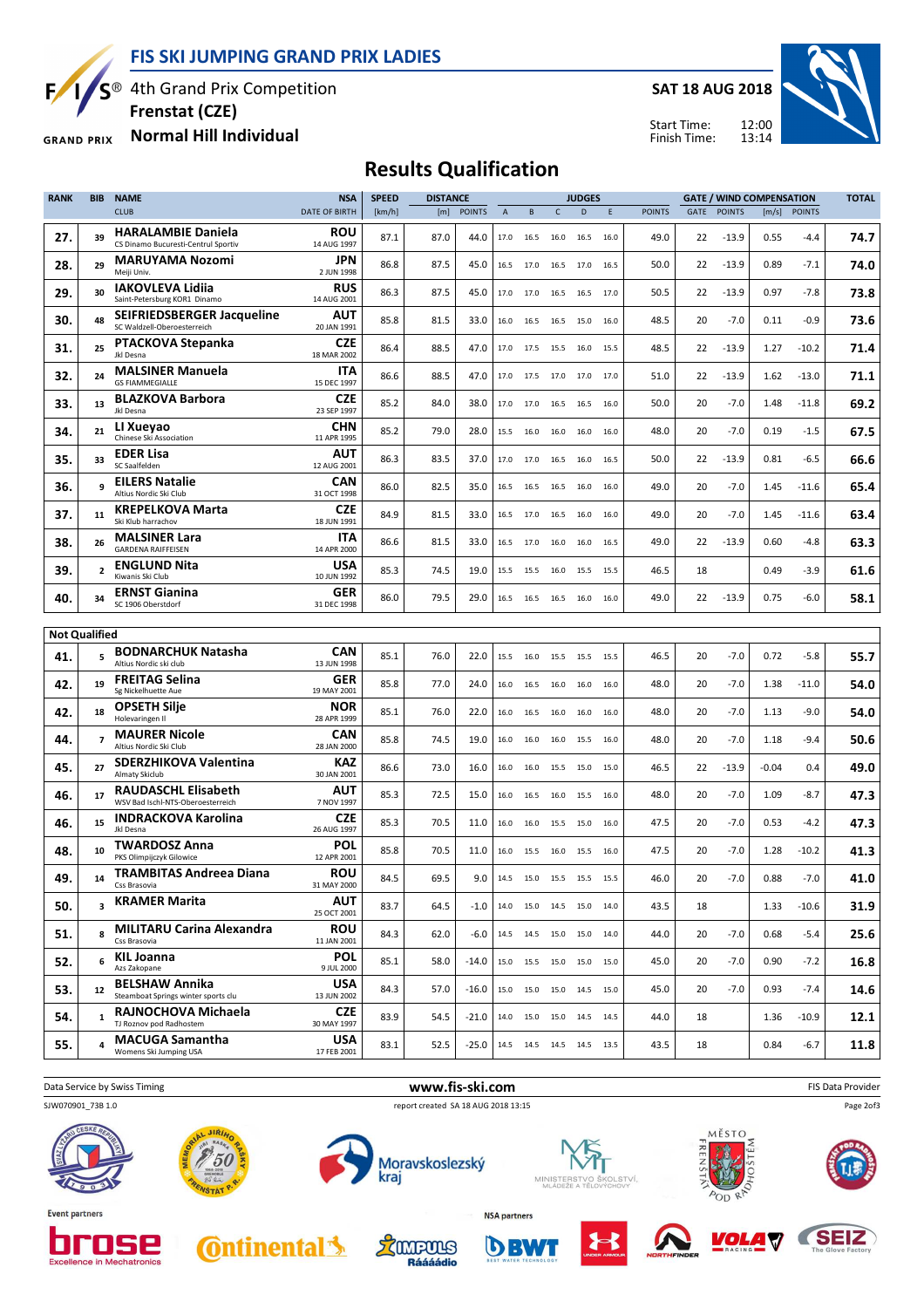# FIS SKI JUMPING GRAND PRIX LADIES

4th Grand Prix Competition
**Frenstat (CZE)**
**Normal Hill Individual**

**SAT 18 AUG 2018**

Start Time: 12:00
Finish Time: 13:14

## Results Qualification

| RANK | BIB | NAME / CLUB | NSA / DATE OF BIRTH | SPEED [km/h] | DISTANCE [m] | DISTANCE POINTS | A | B | C | D | E | JUDGES POINTS | GATE | GATE POINTS | WIND [m/s] | WIND POINTS | TOTAL |
|---|---|---|---|---|---|---|---|---|---|---|---|---|---|---|---|---|---|
| 27. | 39 | **HARALAMBIE Daniela** CS Dinamo Bucuresti-Centrul Sportiv | ROU 14 AUG 1997 | 87.1 | 87.0 | 44.0 | 17.0 | 16.5 | 16.0 | 16.5 | 16.0 | 49.0 | 22 | -13.9 | 0.55 | -4.4 | 74.7 |
| 28. | 29 | **MARUYAMA Nozomi** Meiji Univ. | JPN 2 JUN 1998 | 86.8 | 87.5 | 45.0 | 16.5 | 17.0 | 16.5 | 17.0 | 16.5 | 50.0 | 22 | -13.9 | 0.89 | -7.1 | 74.0 |
| 29. | 30 | **IAKOVLEVA Lidiia** Saint-Petersburg KOR1 Dinamo | RUS 14 AUG 2001 | 86.3 | 87.5 | 45.0 | 17.0 | 17.0 | 16.5 | 16.5 | 17.0 | 50.5 | 22 | -13.9 | 0.97 | -7.8 | 73.8 |
| 30. | 48 | **SEIFRIEDSBERGER Jacqueline** SC Waldzell-Oberoesterreich | AUT 20 JAN 1991 | 85.8 | 81.5 | 33.0 | 16.0 | 16.5 | 16.5 | 15.0 | 16.0 | 48.5 | 20 | -7.0 | 0.11 | -0.9 | 73.6 |
| 31. | 25 | **PTACKOVA Stepanka** Jkl Desna | CZE 18 MAR 2002 | 86.4 | 88.5 | 47.0 | 17.0 | 17.5 | 15.5 | 16.0 | 15.5 | 48.5 | 22 | -13.9 | 1.27 | -10.2 | 71.4 |
| 32. | 24 | **MALSINER Manuela** GS FIAMMEGIALLE | ITA 15 DEC 1997 | 86.6 | 88.5 | 47.0 | 17.0 | 17.5 | 17.0 | 17.0 | 17.0 | 51.0 | 22 | -13.9 | 1.62 | -13.0 | 71.1 |
| 33. | 13 | **BLAZKOVA Barbora** Jkl Desna | CZE 23 SEP 1997 | 85.2 | 84.0 | 38.0 | 17.0 | 17.0 | 16.5 | 16.5 | 16.0 | 50.0 | 20 | -7.0 | 1.48 | -11.8 | 69.2 |
| 34. | 21 | **LI Xueyao** Chinese Ski Association | CHN 11 APR 1995 | 85.2 | 79.0 | 28.0 | 15.5 | 16.0 | 16.0 | 16.0 | 16.0 | 48.0 | 20 | -7.0 | 0.19 | -1.5 | 67.5 |
| 35. | 33 | **EDER Lisa** SC Saalfelden | AUT 12 AUG 2001 | 86.3 | 83.5 | 37.0 | 17.0 | 17.0 | 16.5 | 16.0 | 16.5 | 50.0 | 22 | -13.9 | 0.81 | -6.5 | 66.6 |
| 36. | 9 | **EILERS Natalie** Altius Nordic Ski Club | CAN 31 OCT 1998 | 86.0 | 82.5 | 35.0 | 16.5 | 16.5 | 16.5 | 16.0 | 16.0 | 49.0 | 20 | -7.0 | 1.45 | -11.6 | 65.4 |
| 37. | 11 | **KREPELKOVA Marta** Ski Klub harrachov | CZE 18 JUN 1991 | 84.9 | 81.5 | 33.0 | 16.5 | 17.0 | 16.5 | 16.0 | 16.0 | 49.0 | 20 | -7.0 | 1.45 | -11.6 | 63.4 |
| 38. | 26 | **MALSINER Lara** GARDENA RAIFFEISEN | ITA 14 APR 2000 | 86.6 | 81.5 | 33.0 | 16.5 | 17.0 | 16.0 | 16.0 | 16.5 | 49.0 | 22 | -13.9 | 0.60 | -4.8 | 63.3 |
| 39. | 2 | **ENGLUND Nita** Kiwanis Ski Club | USA 10 JUN 1992 | 85.3 | 74.5 | 19.0 | 15.5 | 15.5 | 16.0 | 15.5 | 15.5 | 46.5 | 18 | | 0.49 | -3.9 | 61.6 |
| 40. | 34 | **ERNST Gianina** SC 1906 Oberstdorf | GER 31 DEC 1998 | 86.0 | 79.5 | 29.0 | 16.5 | 16.5 | 16.5 | 16.0 | 16.0 | 49.0 | 22 | -13.9 | 0.75 | -6.0 | 58.1 |

**Not Qualified**

| RANK | BIB | NAME / CLUB | NSA / DATE OF BIRTH | SPEED [km/h] | DISTANCE [m] | DISTANCE POINTS | A | B | C | D | E | JUDGES POINTS | GATE | GATE POINTS | WIND [m/s] | WIND POINTS | TOTAL |
|---|---|---|---|---|---|---|---|---|---|---|---|---|---|---|---|---|---|
| 41. | 5 | **BODNARCHUK Natasha** Altius Nordic ski club | CAN 13 JUN 1998 | 85.1 | 76.0 | 22.0 | 15.5 | 16.0 | 15.5 | 15.5 | 15.5 | 46.5 | 20 | -7.0 | 0.72 | -5.8 | 55.7 |
| 42. | 19 | **FREITAG Selina** Sg Nickelhuette Aue | GER 19 MAY 2001 | 85.8 | 77.0 | 24.0 | 16.0 | 16.5 | 16.0 | 16.0 | 16.0 | 48.0 | 20 | -7.0 | 1.38 | -11.0 | 54.0 |
| 42. | 18 | **OPSETH Silje** Holevaringen Il | NOR 28 APR 1999 | 85.1 | 76.0 | 22.0 | 16.0 | 16.5 | 16.0 | 16.0 | 16.0 | 48.0 | 20 | -7.0 | 1.13 | -9.0 | 54.0 |
| 44. | 7 | **MAURER Nicole** Altius Nordic Ski Club | CAN 28 JAN 2000 | 85.8 | 74.5 | 19.0 | 16.0 | 16.0 | 16.0 | 15.5 | 16.0 | 48.0 | 20 | -7.0 | 1.18 | -9.4 | 50.6 |
| 45. | 27 | **SERZHIKOVA Valentina** Almaty Skiclub | KAZ 30 JAN 2001 | 86.6 | 73.0 | 16.0 | 16.0 | 16.0 | 15.5 | 15.0 | 15.0 | 46.5 | 22 | -13.9 | -0.04 | 0.4 | 49.0 |
| 46. | 17 | **RAUDASCHL Elisabeth** WSV Bad Ischl-NTS-Oberoesterreich | AUT 7 NOV 1997 | 85.3 | 72.5 | 15.0 | 16.0 | 16.5 | 16.0 | 15.5 | 16.0 | 48.0 | 20 | -7.0 | 1.09 | -8.7 | 47.3 |
| 46. | 15 | **INDRACKOVA Karolina** Jkl Desna | CZE 26 AUG 1997 | 85.3 | 70.5 | 11.0 | 16.0 | 16.0 | 15.5 | 15.0 | 16.0 | 47.5 | 20 | -7.0 | 0.53 | -4.2 | 47.3 |
| 48. | 10 | **TWARDOSZ Anna** PKS Olimpijczyk Gilowice | POL 12 APR 2001 | 85.8 | 70.5 | 11.0 | 16.0 | 15.5 | 16.0 | 15.5 | 16.0 | 47.5 | 20 | -7.0 | 1.28 | -10.2 | 41.3 |
| 49. | 14 | **TRAMBITAS Andreea Diana** Css Brasovia | ROU 31 MAY 2000 | 84.5 | 69.5 | 9.0 | 14.5 | 15.0 | 15.5 | 15.5 | 15.5 | 46.0 | 20 | -7.0 | 0.88 | -7.0 | 41.0 |
| 50. | 3 | **KRAMER Marita** | AUT 25 OCT 2001 | 83.7 | 64.5 | -1.0 | 14.0 | 15.0 | 14.5 | 15.0 | 14.0 | 43.5 | 18 | | 1.33 | -10.6 | 31.9 |
| 51. | 8 | **MILITARU Carina Alexandra** Css Brasovia | ROU 11 JAN 2001 | 84.3 | 62.0 | -6.0 | 14.5 | 14.5 | 15.0 | 15.0 | 14.0 | 44.0 | 20 | -7.0 | 0.68 | -5.4 | 25.6 |
| 52. | 6 | **KIL Joanna** Azs Zakopane | POL 9 JUL 2000 | 85.1 | 58.0 | -14.0 | 15.0 | 15.5 | 15.0 | 15.0 | 15.0 | 45.0 | 20 | -7.0 | 0.90 | -7.2 | 16.8 |
| 53. | 12 | **BELSHAW Annika** Steamboat Springs winter sports clu | USA 13 JUN 2002 | 84.3 | 57.0 | -16.0 | 15.0 | 15.0 | 15.0 | 14.5 | 15.0 | 45.0 | 20 | -7.0 | 0.93 | -7.4 | 14.6 |
| 54. | 1 | **RAJNOCHOVA Michaela** TJ Roznov pod Radhostem | CZE 30 MAY 1997 | 83.9 | 54.5 | -21.0 | 14.0 | 15.0 | 15.0 | 14.5 | 14.5 | 44.0 | 18 | | 1.36 | -10.9 | 12.1 |
| 55. | 4 | **MACUGA Samantha** Womens Ski Jumping USA | USA 17 FEB 2001 | 83.1 | 52.5 | -25.0 | 14.5 | 14.5 | 14.5 | 14.5 | 13.5 | 43.5 | 18 | | 0.84 | -6.7 | 11.8 |

Data Service by Swiss Timing — www.fis-ski.com — FIS Data Provider

SJW070901_73B 1.0 — report created SA 18 AUG 2018 13:15

Event partners — NSA partners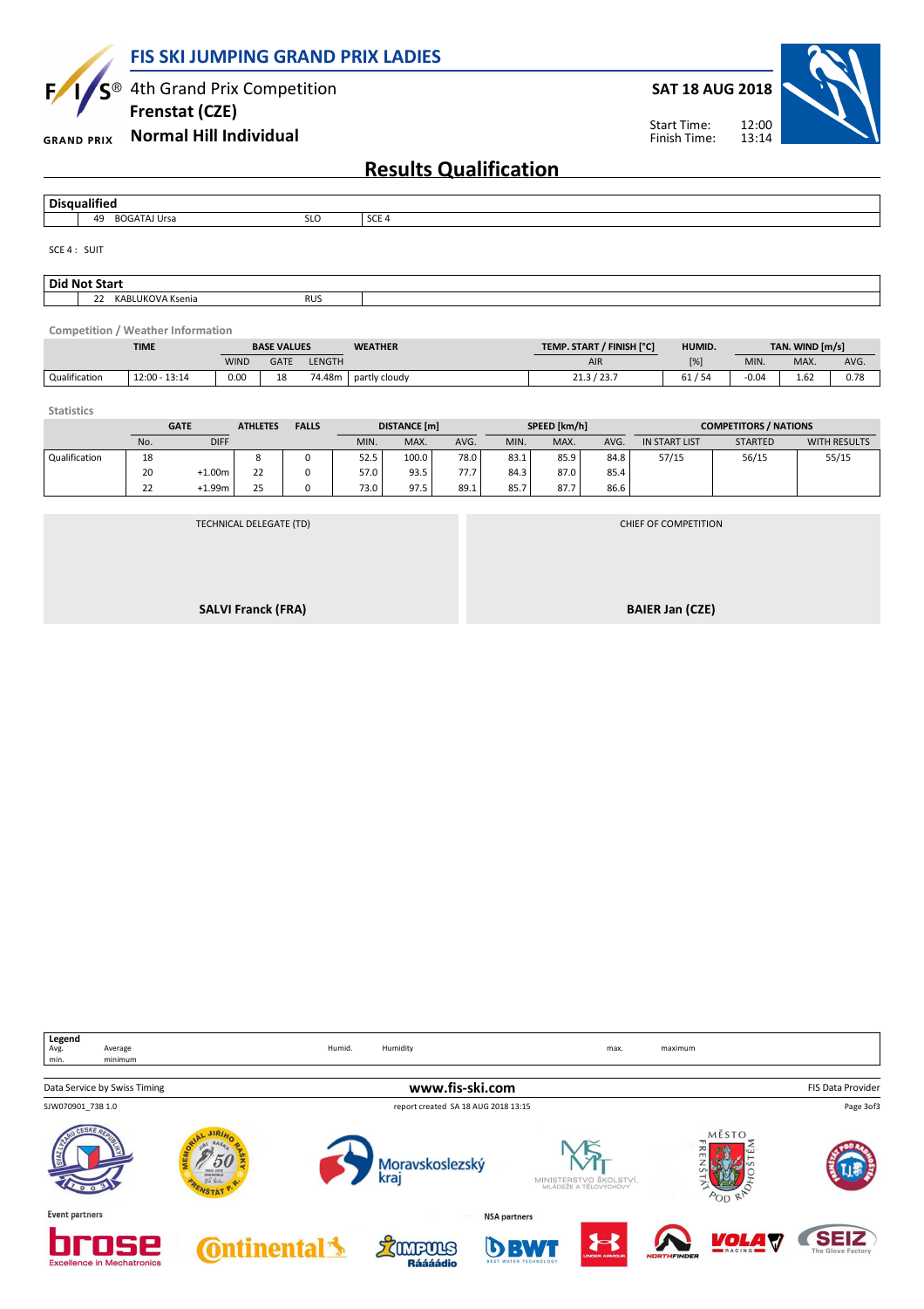# FIS SKI JUMPING GRAND PRIX LADIES

4th Grand Prix Competition
**Frenstat (CZE)**
**Normal Hill Individual**

**SAT 18 AUG 2018**

Start Time: 12:00
Finish Time: 13:14

## Results Qualification

| **Disqualified** | | | |
|---|---|---|---|
| 49 | BOGATAJ Ursa | SLO | SCE 4 |

SCE 4 : SUIT

| **Did Not Start** | | |
|---|---|---|
| 22 | KABLUKOVA Ksenia | RUS |

### Competition / Weather Information

| | TIME | BASE VALUES | | | WEATHER | TEMP. START / FINISH [°C] | HUMID. | TAN. WIND [m/s] | | |
|---|---|---|---|---|---|---|---|---|---|---|
| | | WIND | GATE | LENGTH | | AIR | [%] | MIN. | MAX. | AVG. |
| Qualification | 12:00 - 13:14 | 0.00 | 18 | 74.48m | partly cloudy | 21.3 / 23.7 | 61 / 54 | -0.04 | 1.62 | 0.78 |

### Statistics

| | GATE | | ATHLETES | FALLS | DISTANCE [m] | | | SPEED [km/h] | | | COMPETITORS / NATIONS | | |
|---|---|---|---|---|---|---|---|---|---|---|---|---|---|
| | No. | DIFF | | | MIN. | MAX. | AVG. | MIN. | MAX. | AVG. | IN START LIST | STARTED | WITH RESULTS |
| Qualification | 18 | | 8 | 0 | 52.5 | 100.0 | 78.0 | 83.1 | 85.9 | 84.8 | 57/15 | 56/15 | 55/15 |
| | 20 | +1.00m | 22 | 0 | 57.0 | 93.5 | 77.7 | 84.3 | 87.0 | 85.4 | | | |
| | 22 | +1.99m | 25 | 0 | 73.0 | 97.5 | 89.1 | 85.7 | 87.7 | 86.6 | | | |

| TECHNICAL DELEGATE (TD) | CHIEF OF COMPETITION |
|---|---|
| **SALVI Franck (FRA)** | **BAIER Jan (CZE)** |

**Legend**
Avg. Average
min. minimum
Humid. Humidity
max. maximum

Data Service by Swiss Timing — www.fis-ski.com — FIS Data Provider
SJW070901_73B 1.0 — report created SA 18 AUG 2018 13:15

Event partners — NSA partners